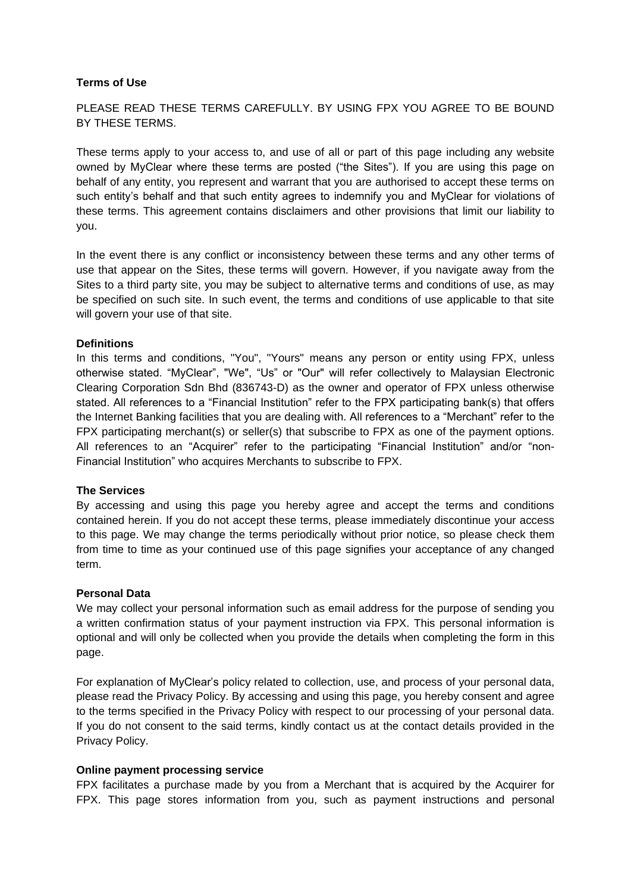**Terms of Use**

PLEASE READ THESE TERMS CAREFULLY. BY USING FPX YOU AGREE TO BE BOUND BY THESE TERMS.

These terms apply to your access to, and use of all or part of this page including any website owned by MyClear where these terms are posted ("the Sites"). If you are using this page on behalf of any entity, you represent and warrant that you are authorised to accept these terms on such entity's behalf and that such entity agrees to indemnify you and MyClear for violations of these terms. This agreement contains disclaimers and other provisions that limit our liability to you.

In the event there is any conflict or inconsistency between these terms and any other terms of use that appear on the Sites, these terms will govern. However, if you navigate away from the Sites to a third party site, you may be subject to alternative terms and conditions of use, as may be specified on such site. In such event, the terms and conditions of use applicable to that site will govern your use of that site.

**Definitions**

In this terms and conditions, "You", "Yours" means any person or entity using FPX, unless otherwise stated. "MyClear", "We", "Us" or "Our" will refer collectively to Malaysian Electronic Clearing Corporation Sdn Bhd (836743-D) as the owner and operator of FPX unless otherwise stated. All references to a "Financial Institution" refer to the FPX participating bank(s) that offers the Internet Banking facilities that you are dealing with. All references to a "Merchant" refer to the FPX participating merchant(s) or seller(s) that subscribe to FPX as one of the payment options. All references to an "Acquirer" refer to the participating "Financial Institution" and/or "non-Financial Institution" who acquires Merchants to subscribe to FPX.

**The Services**

By accessing and using this page you hereby agree and accept the terms and conditions contained herein. If you do not accept these terms, please immediately discontinue your access to this page. We may change the terms periodically without prior notice, so please check them from time to time as your continued use of this page signifies your acceptance of any changed term.

**Personal Data**

We may collect your personal information such as email address for the purpose of sending you a written confirmation status of your payment instruction via FPX. This personal information is optional and will only be collected when you provide the details when completing the form in this page.

For explanation of MyClear's policy related to collection, use, and process of your personal data, please read the Privacy Policy. By accessing and using this page, you hereby consent and agree to the terms specified in the Privacy Policy with respect to our processing of your personal data. If you do not consent to the said terms, kindly contact us at the contact details provided in the Privacy Policy.

**Online payment processing service**

FPX facilitates a purchase made by you from a Merchant that is acquired by the Acquirer for FPX. This page stores information from you, such as payment instructions and personal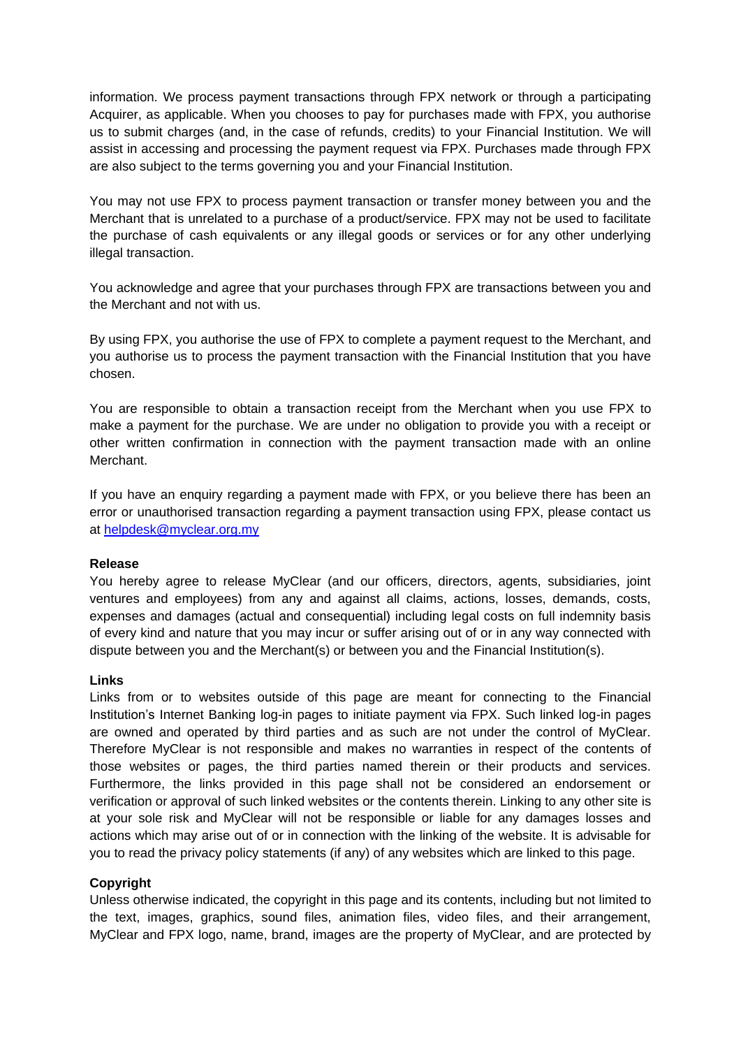information. We process payment transactions through FPX network or through a participating Acquirer, as applicable. When you chooses to pay for purchases made with FPX, you authorise us to submit charges (and, in the case of refunds, credits) to your Financial Institution. We will assist in accessing and processing the payment request via FPX. Purchases made through FPX are also subject to the terms governing you and your Financial Institution.

You may not use FPX to process payment transaction or transfer money between you and the Merchant that is unrelated to a purchase of a product/service. FPX may not be used to facilitate the purchase of cash equivalents or any illegal goods or services or for any other underlying illegal transaction.

You acknowledge and agree that your purchases through FPX are transactions between you and the Merchant and not with us.

By using FPX, you authorise the use of FPX to complete a payment request to the Merchant, and you authorise us to process the payment transaction with the Financial Institution that you have chosen.

You are responsible to obtain a transaction receipt from the Merchant when you use FPX to make a payment for the purchase. We are under no obligation to provide you with a receipt or other written confirmation in connection with the payment transaction made with an online Merchant.

If you have an enquiry regarding a payment made with FPX, or you believe there has been an error or unauthorised transaction regarding a payment transaction using FPX, please contact us at helpdesk@myclear.org.my

**Release**

You hereby agree to release MyClear (and our officers, directors, agents, subsidiaries, joint ventures and employees) from any and against all claims, actions, losses, demands, costs, expenses and damages (actual and consequential) including legal costs on full indemnity basis of every kind and nature that you may incur or suffer arising out of or in any way connected with dispute between you and the Merchant(s) or between you and the Financial Institution(s).

**Links**

Links from or to websites outside of this page are meant for connecting to the Financial Institution's Internet Banking log-in pages to initiate payment via FPX. Such linked log-in pages are owned and operated by third parties and as such are not under the control of MyClear. Therefore MyClear is not responsible and makes no warranties in respect of the contents of those websites or pages, the third parties named therein or their products and services. Furthermore, the links provided in this page shall not be considered an endorsement or verification or approval of such linked websites or the contents therein. Linking to any other site is at your sole risk and MyClear will not be responsible or liable for any damages losses and actions which may arise out of or in connection with the linking of the website. It is advisable for you to read the privacy policy statements (if any) of any websites which are linked to this page.

**Copyright**

Unless otherwise indicated, the copyright in this page and its contents, including but not limited to the text, images, graphics, sound files, animation files, video files, and their arrangement, MyClear and FPX logo, name, brand, images are the property of MyClear, and are protected by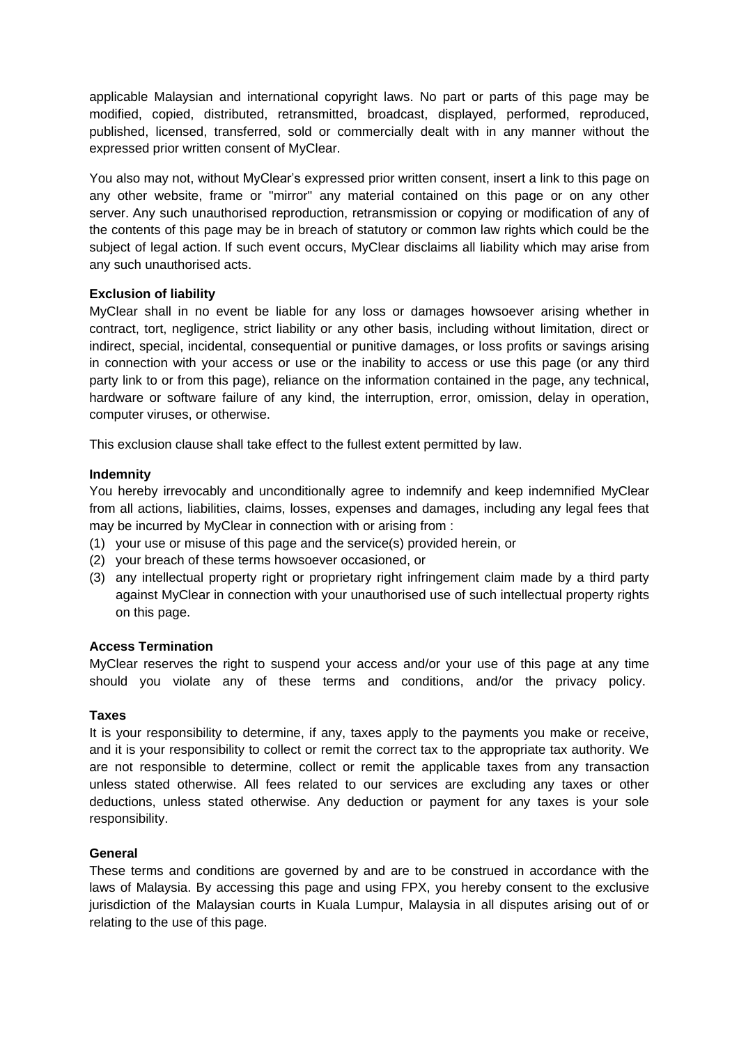applicable Malaysian and international copyright laws. No part or parts of this page may be modified, copied, distributed, retransmitted, broadcast, displayed, performed, reproduced, published, licensed, transferred, sold or commercially dealt with in any manner without the expressed prior written consent of MyClear.

You also may not, without MyClear's expressed prior written consent, insert a link to this page on any other website, frame or "mirror" any material contained on this page or on any other server. Any such unauthorised reproduction, retransmission or copying or modification of any of the contents of this page may be in breach of statutory or common law rights which could be the subject of legal action. If such event occurs, MyClear disclaims all liability which may arise from any such unauthorised acts.

**Exclusion of liability**

MyClear shall in no event be liable for any loss or damages howsoever arising whether in contract, tort, negligence, strict liability or any other basis, including without limitation, direct or indirect, special, incidental, consequential or punitive damages, or loss profits or savings arising in connection with your access or use or the inability to access or use this page (or any third party link to or from this page), reliance on the information contained in the page, any technical, hardware or software failure of any kind, the interruption, error, omission, delay in operation, computer viruses, or otherwise.

This exclusion clause shall take effect to the fullest extent permitted by law.

**Indemnity**

You hereby irrevocably and unconditionally agree to indemnify and keep indemnified MyClear from all actions, liabilities, claims, losses, expenses and damages, including any legal fees that may be incurred by MyClear in connection with or arising from :

(1) your use or misuse of this page and the service(s) provided herein, or
(2) your breach of these terms howsoever occasioned, or
(3) any intellectual property right or proprietary right infringement claim made by a third party against MyClear in connection with your unauthorised use of such intellectual property rights on this page.

**Access Termination**

MyClear reserves the right to suspend your access and/or your use of this page at any time should you violate any of these terms and conditions, and/or the privacy policy.

**Taxes**

It is your responsibility to determine, if any, taxes apply to the payments you make or receive, and it is your responsibility to collect or remit the correct tax to the appropriate tax authority. We are not responsible to determine, collect or remit the applicable taxes from any transaction unless stated otherwise. All fees related to our services are excluding any taxes or other deductions, unless stated otherwise. Any deduction or payment for any taxes is your sole responsibility.

**General**

These terms and conditions are governed by and are to be construed in accordance with the laws of Malaysia. By accessing this page and using FPX, you hereby consent to the exclusive jurisdiction of the Malaysian courts in Kuala Lumpur, Malaysia in all disputes arising out of or relating to the use of this page.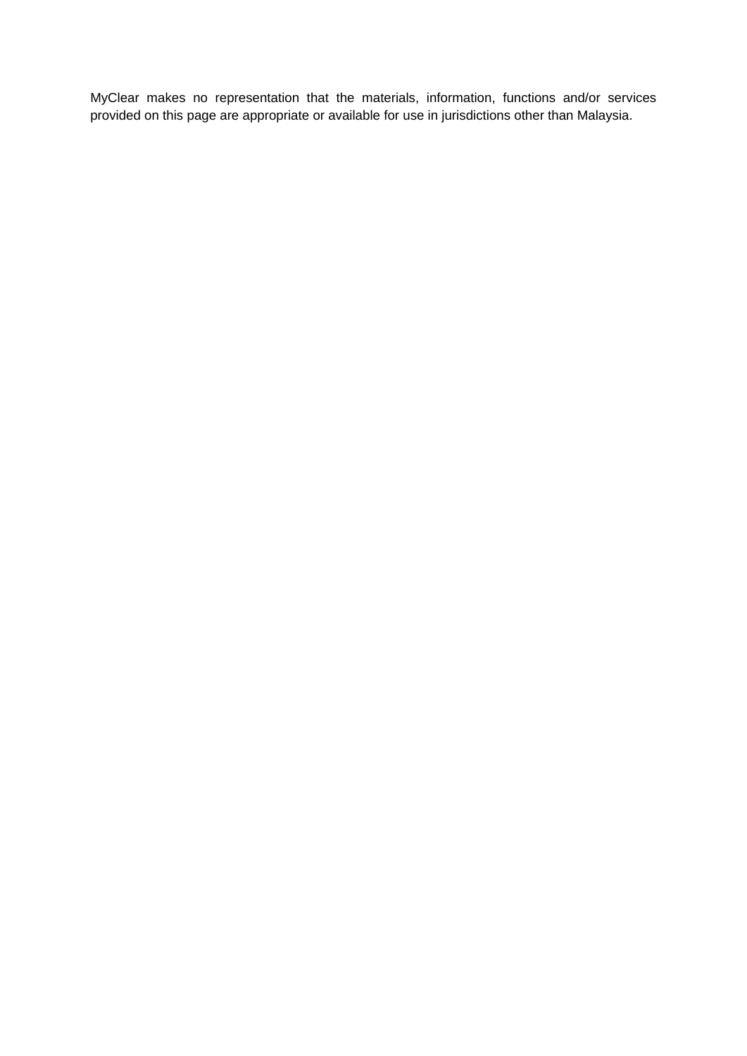MyClear makes no representation that the materials, information, functions and/or services provided on this page are appropriate or available for use in jurisdictions other than Malaysia.